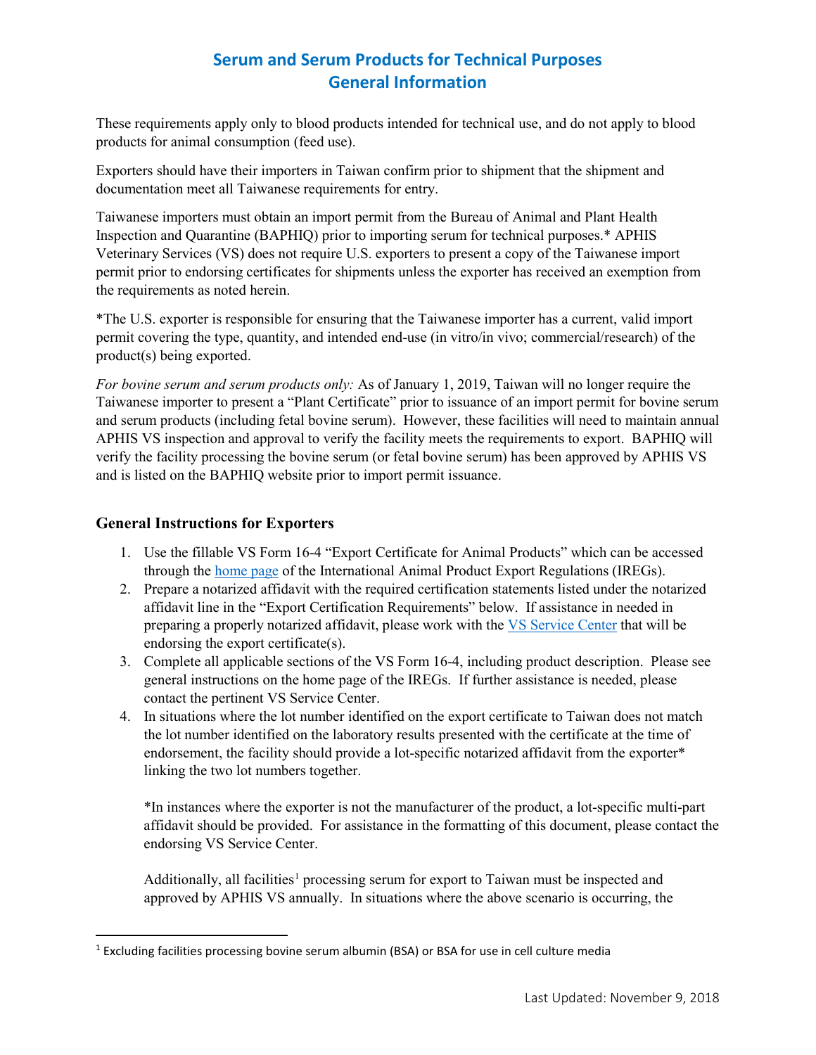# Serum and Serum Products for Technical Purposes
# General Information

These requirements apply only to blood products intended for technical use, and do not apply to blood products for animal consumption (feed use).

Exporters should have their importers in Taiwan confirm prior to shipment that the shipment and documentation meet all Taiwanese requirements for entry.

Taiwanese importers must obtain an import permit from the Bureau of Animal and Plant Health Inspection and Quarantine (BAPHIQ) prior to importing serum for technical purposes.* APHIS Veterinary Services (VS) does not require U.S. exporters to present a copy of the Taiwanese import permit prior to endorsing certificates for shipments unless the exporter has received an exemption from the requirements as noted herein.

*The U.S. exporter is responsible for ensuring that the Taiwanese importer has a current, valid import permit covering the type, quantity, and intended end-use (in vitro/in vivo; commercial/research) of the product(s) being exported.

*For bovine serum and serum products only:* As of January 1, 2019, Taiwan will no longer require the Taiwanese importer to present a "Plant Certificate" prior to issuance of an import permit for bovine serum and serum products (including fetal bovine serum). However, these facilities will need to maintain annual APHIS VS inspection and approval to verify the facility meets the requirements to export. BAPHIQ will verify the facility processing the bovine serum (or fetal bovine serum) has been approved by APHIS VS and is listed on the BAPHIQ website prior to import permit issuance.

### General Instructions for Exporters

1. Use the fillable VS Form 16-4 "Export Certificate for Animal Products" which can be accessed through the home page of the International Animal Product Export Regulations (IREGs).
2. Prepare a notarized affidavit with the required certification statements listed under the notarized affidavit line in the "Export Certification Requirements" below. If assistance in needed in preparing a properly notarized affidavit, please work with the VS Service Center that will be endorsing the export certificate(s).
3. Complete all applicable sections of the VS Form 16-4, including product description. Please see general instructions on the home page of the IREGs. If further assistance is needed, please contact the pertinent VS Service Center.
4. In situations where the lot number identified on the export certificate to Taiwan does not match the lot number identified on the laboratory results presented with the certificate at the time of endorsement, the facility should provide a lot-specific notarized affidavit from the exporter* linking the two lot numbers together.

   *In instances where the exporter is not the manufacturer of the product, a lot-specific multi-part affidavit should be provided. For assistance in the formatting of this document, please contact the endorsing VS Service Center.

   Additionally, all facilities[1] processing serum for export to Taiwan must be inspected and approved by APHIS VS annually. In situations where the above scenario is occurring, the

[1] Excluding facilities processing bovine serum albumin (BSA) or BSA for use in cell culture media

Last Updated: November 9, 2018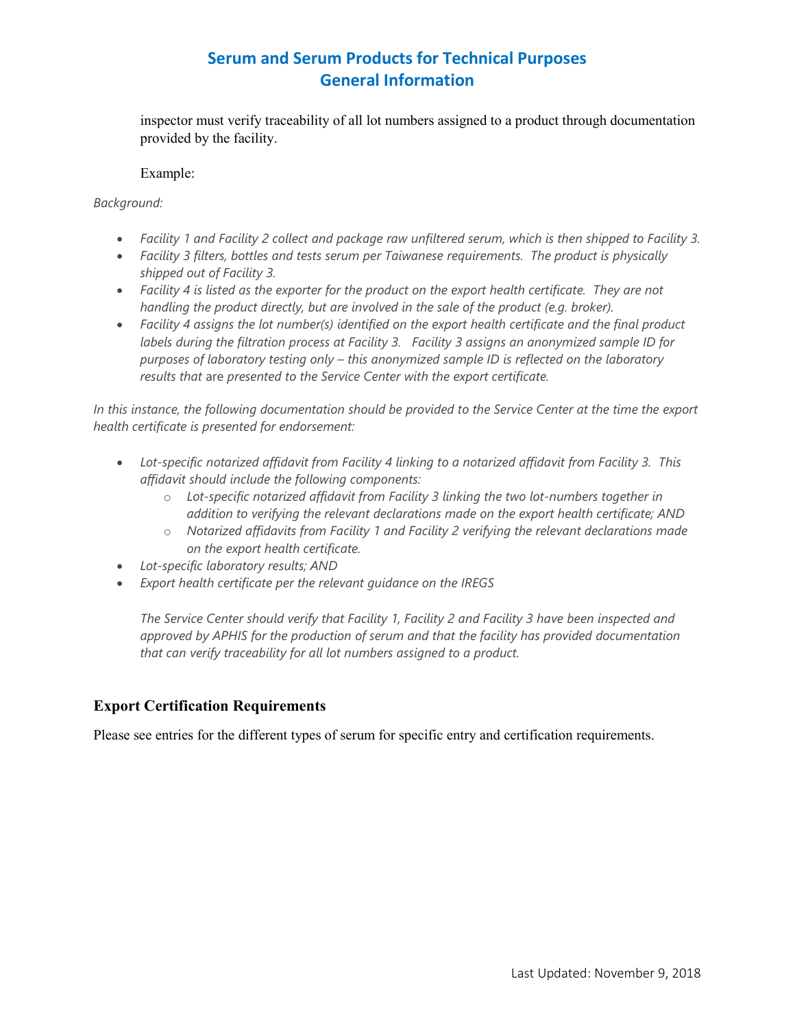inspector must verify traceability of all lot numbers assigned to a product through documentation provided by the facility.

Example:

*Background:*

- *Facility 1 and Facility 2 collect and package raw unfiltered serum, which is then shipped to Facility 3.*
- *Facility 3 filters, bottles and tests serum per Taiwanese requirements. The product is physically shipped out of Facility 3.*
- *Facility 4 is listed as the exporter for the product on the export health certificate. They are not handling the product directly, but are involved in the sale of the product (e.g. broker).*
- *Facility 4 assigns the lot number(s) identified on the export health certificate and the final product labels during the filtration process at Facility 3. Facility 3 assigns an anonymized sample ID for purposes of laboratory testing only – this anonymized sample ID is reflected on the laboratory results that are presented to the Service Center with the export certificate.*

*In this instance, the following documentation should be provided to the Service Center at the time the export health certificate is presented for endorsement:*

- *Lot-specific notarized affidavit from Facility 4 linking to a notarized affidavit from Facility 3. This affidavit should include the following components:*
  - *Lot-specific notarized affidavit from Facility 3 linking the two lot-numbers together in addition to verifying the relevant declarations made on the export health certificate; AND*
  - *Notarized affidavits from Facility 1 and Facility 2 verifying the relevant declarations made on the export health certificate.*
- *Lot-specific laboratory results; AND*
- *Export health certificate per the relevant guidance on the IREGS*

*The Service Center should verify that Facility 1, Facility 2 and Facility 3 have been inspected and approved by APHIS for the production of serum and that the facility has provided documentation that can verify traceability for all lot numbers assigned to a product.*

### Export Certification Requirements

Please see entries for the different types of serum for specific entry and certification requirements.